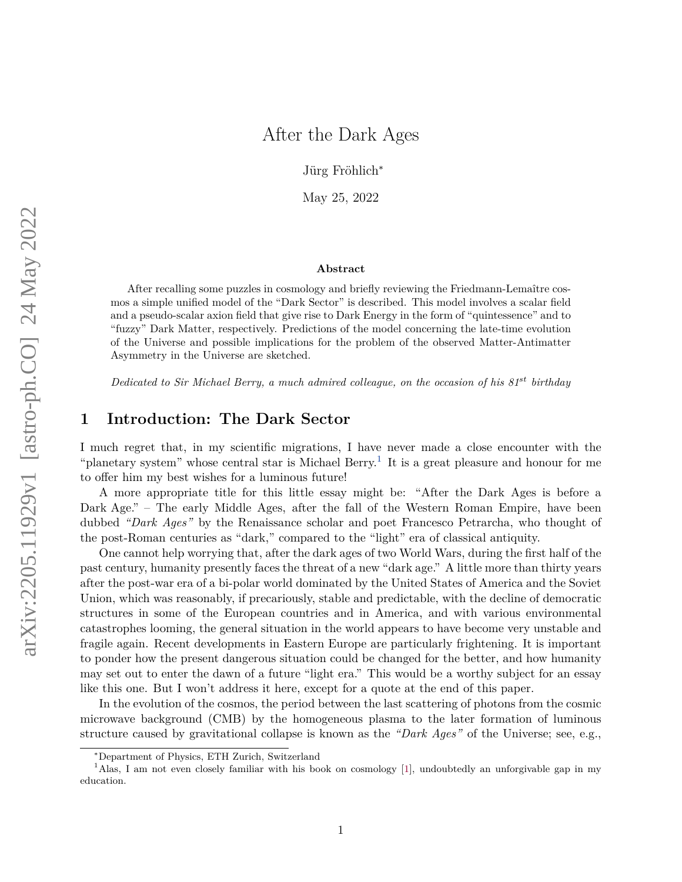# After the Dark Ages

Jürg Fröhlich*

May 25, 2022

**Abstract**

After recalling some puzzles in cosmology and briefly reviewing the Friedmann-Lemaître cosmos a simple unified model of the "Dark Sector" is described. This model involves a scalar field and a pseudo-scalar axion field that give rise to Dark Energy in the form of "quintessence" and to "fuzzy" Dark Matter, respectively. Predictions of the model concerning the late-time evolution of the Universe and possible implications for the problem of the observed Matter-Antimatter Asymmetry in the Universe are sketched.

*Dedicated to Sir Michael Berry, a much admired colleague, on the occasion of his 81st birthday*

## 1 Introduction: The Dark Sector

I much regret that, in my scientific migrations, I have never made a close encounter with the "planetary system" whose central star is Michael Berry.[1] It is a great pleasure and honour for me to offer him my best wishes for a luminous future!

A more appropriate title for this little essay might be: "After the Dark Ages is before a Dark Age." – The early Middle Ages, after the fall of the Western Roman Empire, have been dubbed *"Dark Ages"* by the Renaissance scholar and poet Francesco Petrarcha, who thought of the post-Roman centuries as "dark," compared to the "light" era of classical antiquity.

One cannot help worrying that, after the dark ages of two World Wars, during the first half of the past century, humanity presently faces the threat of a new "dark age." A little more than thirty years after the post-war era of a bi-polar world dominated by the United States of America and the Soviet Union, which was reasonably, if precariously, stable and predictable, with the decline of democratic structures in some of the European countries and in America, and with various environmental catastrophes looming, the general situation in the world appears to have become very unstable and fragile again. Recent developments in Eastern Europe are particularly frightening. It is important to ponder how the present dangerous situation could be changed for the better, and how humanity may set out to enter the dawn of a future "light era." This would be a worthy subject for an essay like this one. But I won't address it here, except for a quote at the end of this paper.

In the evolution of the cosmos, the period between the last scattering of photons from the cosmic microwave background (CMB) by the homogeneous plasma to the later formation of luminous structure caused by gravitational collapse is known as the *"Dark Ages"* of the Universe; see, e.g.,

---

*Department of Physics, ETH Zurich, Switzerland

[1] Alas, I am not even closely familiar with his book on cosmology [1], undoubtedly an unforgivable gap in my education.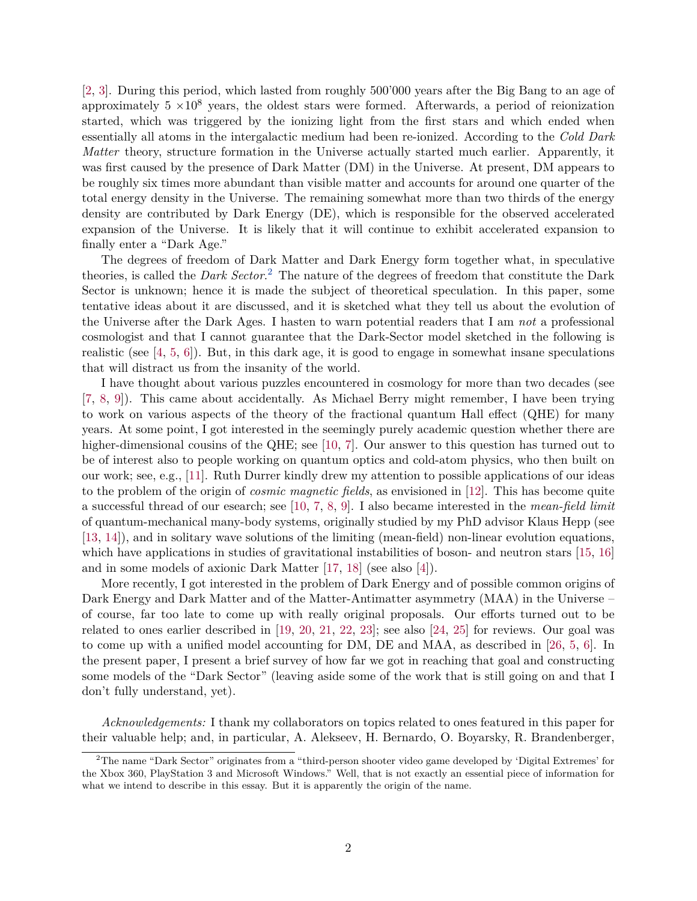[2, 3]. During this period, which lasted from roughly 500'000 years after the Big Bang to an age of approximately 5 $\times 10^8$ years, the oldest stars were formed. Afterwards, a period of reionization started, which was triggered by the ionizing light from the first stars and which ended when essentially all atoms in the intergalactic medium had been re-ionized. According to the *Cold Dark Matter* theory, structure formation in the Universe actually started much earlier. Apparently, it was first caused by the presence of Dark Matter (DM) in the Universe. At present, DM appears to be roughly six times more abundant than visible matter and accounts for around one quarter of the total energy density in the Universe. The remaining somewhat more than two thirds of the energy density are contributed by Dark Energy (DE), which is responsible for the observed accelerated expansion of the Universe. It is likely that it will continue to exhibit accelerated expansion to finally enter a "Dark Age."

The degrees of freedom of Dark Matter and Dark Energy form together what, in speculative theories, is called the *Dark Sector*.[2] The nature of the degrees of freedom that constitute the Dark Sector is unknown; hence it is made the subject of theoretical speculation. In this paper, some tentative ideas about it are discussed, and it is sketched what they tell us about the evolution of the Universe after the Dark Ages. I hasten to warn potential readers that I am *not* a professional cosmologist and that I cannot guarantee that the Dark-Sector model sketched in the following is realistic (see [4, 5, 6]). But, in this dark age, it is good to engage in somewhat insane speculations that will distract us from the insanity of the world.

I have thought about various puzzles encountered in cosmology for more than two decades (see [7, 8, 9]). This came about accidentally. As Michael Berry might remember, I have been trying to work on various aspects of the theory of the fractional quantum Hall effect (QHE) for many years. At some point, I got interested in the seemingly purely academic question whether there are higher-dimensional cousins of the QHE; see [10, 7]. Our answer to this question has turned out to be of interest also to people working on quantum optics and cold-atom physics, who then built on our work; see, e.g., [11]. Ruth Durrer kindly drew my attention to possible applications of our ideas to the problem of the origin of *cosmic magnetic fields*, as envisioned in [12]. This has become quite a successful thread of our esearch; see [10, 7, 8, 9]. I also became interested in the *mean-field limit* of quantum-mechanical many-body systems, originally studied by my PhD advisor Klaus Hepp (see [13, 14]), and in solitary wave solutions of the limiting (mean-field) non-linear evolution equations, which have applications in studies of gravitational instabilities of boson- and neutron stars [15, 16] and in some models of axionic Dark Matter [17, 18] (see also [4]).

More recently, I got interested in the problem of Dark Energy and of possible common origins of Dark Energy and Dark Matter and of the Matter-Antimatter asymmetry (MAA) in the Universe – of course, far too late to come up with really original proposals. Our efforts turned out to be related to ones earlier described in [19, 20, 21, 22, 23]; see also [24, 25] for reviews. Our goal was to come up with a unified model accounting for DM, DE and MAA, as described in [26, 5, 6]. In the present paper, I present a brief survey of how far we got in reaching that goal and constructing some models of the "Dark Sector" (leaving aside some of the work that is still going on and that I don't fully understand, yet).

*Acknowledgements:* I thank my collaborators on topics related to ones featured in this paper for their valuable help; and, in particular, A. Alekseev, H. Bernardo, O. Boyarsky, R. Brandenberger,

[2] The name "Dark Sector" originates from a "third-person shooter video game developed by 'Digital Extremes' for the Xbox 360, PlayStation 3 and Microsoft Windows." Well, that is not exactly an essential piece of information for what we intend to describe in this essay. But it is apparently the origin of the name.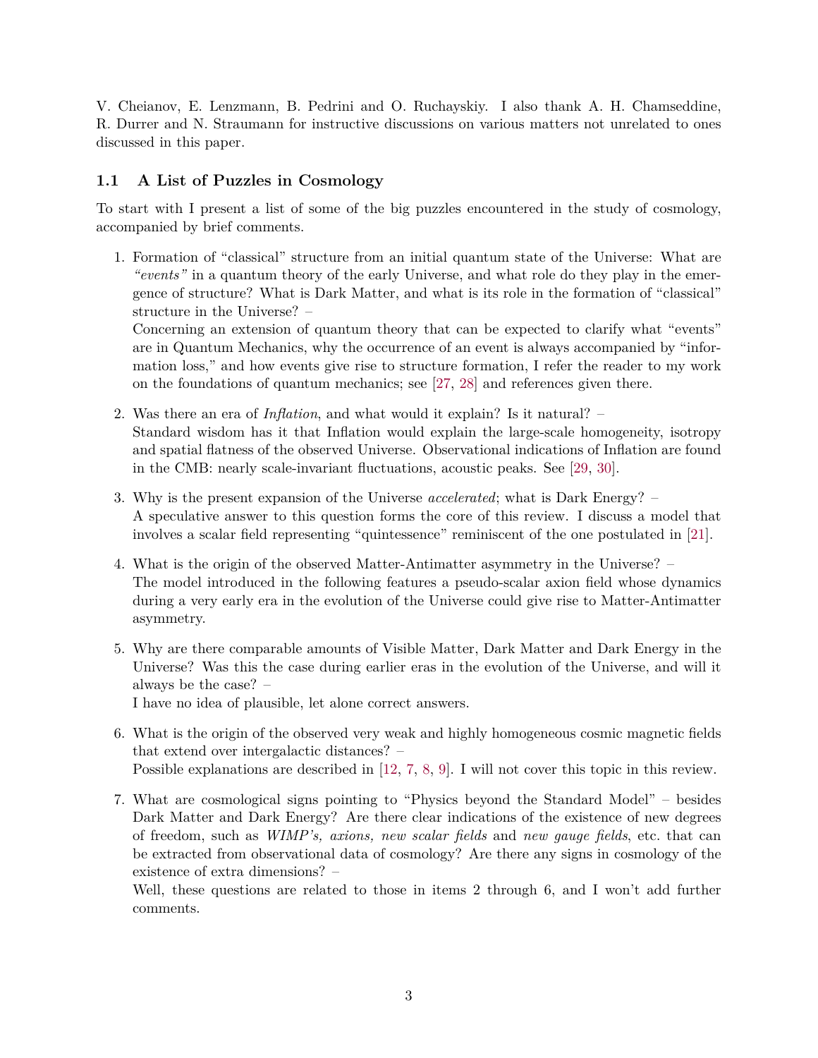V. Cheianov, E. Lenzmann, B. Pedrini and O. Ruchayskiy. I also thank A. H. Chamseddine, R. Durrer and N. Straumann for instructive discussions on various matters not unrelated to ones discussed in this paper.

### 1.1 A List of Puzzles in Cosmology

To start with I present a list of some of the big puzzles encountered in the study of cosmology, accompanied by brief comments.

1. Formation of "classical" structure from an initial quantum state of the Universe: What are *"events"* in a quantum theory of the early Universe, and what role do they play in the emergence of structure? What is Dark Matter, and what is its role in the formation of "classical" structure in the Universe? –
   Concerning an extension of quantum theory that can be expected to clarify what "events" are in Quantum Mechanics, why the occurrence of an event is always accompanied by "information loss," and how events give rise to structure formation, I refer the reader to my work on the foundations of quantum mechanics; see [27, 28] and references given there.

2. Was there an era of *Inflation*, and what would it explain? Is it natural? –
   Standard wisdom has it that Inflation would explain the large-scale homogeneity, isotropy and spatial flatness of the observed Universe. Observational indications of Inflation are found in the CMB: nearly scale-invariant fluctuations, acoustic peaks. See [29, 30].

3. Why is the present expansion of the Universe *accelerated*; what is Dark Energy? –
   A speculative answer to this question forms the core of this review. I discuss a model that involves a scalar field representing "quintessence" reminiscent of the one postulated in [21].

4. What is the origin of the observed Matter-Antimatter asymmetry in the Universe? –
   The model introduced in the following features a pseudo-scalar axion field whose dynamics during a very early era in the evolution of the Universe could give rise to Matter-Antimatter asymmetry.

5. Why are there comparable amounts of Visible Matter, Dark Matter and Dark Energy in the Universe? Was this the case during earlier eras in the evolution of the Universe, and will it always be the case? –
   I have no idea of plausible, let alone correct answers.

6. What is the origin of the observed very weak and highly homogeneous cosmic magnetic fields that extend over intergalactic distances? –
   Possible explanations are described in [12, 7, 8, 9]. I will not cover this topic in this review.

7. What are cosmological signs pointing to "Physics beyond the Standard Model" – besides Dark Matter and Dark Energy? Are there clear indications of the existence of new degrees of freedom, such as *WIMP's, axions, new scalar fields* and *new gauge fields*, etc. that can be extracted from observational data of cosmology? Are there any signs in cosmology of the existence of extra dimensions? –
   Well, these questions are related to those in items 2 through 6, and I won't add further comments.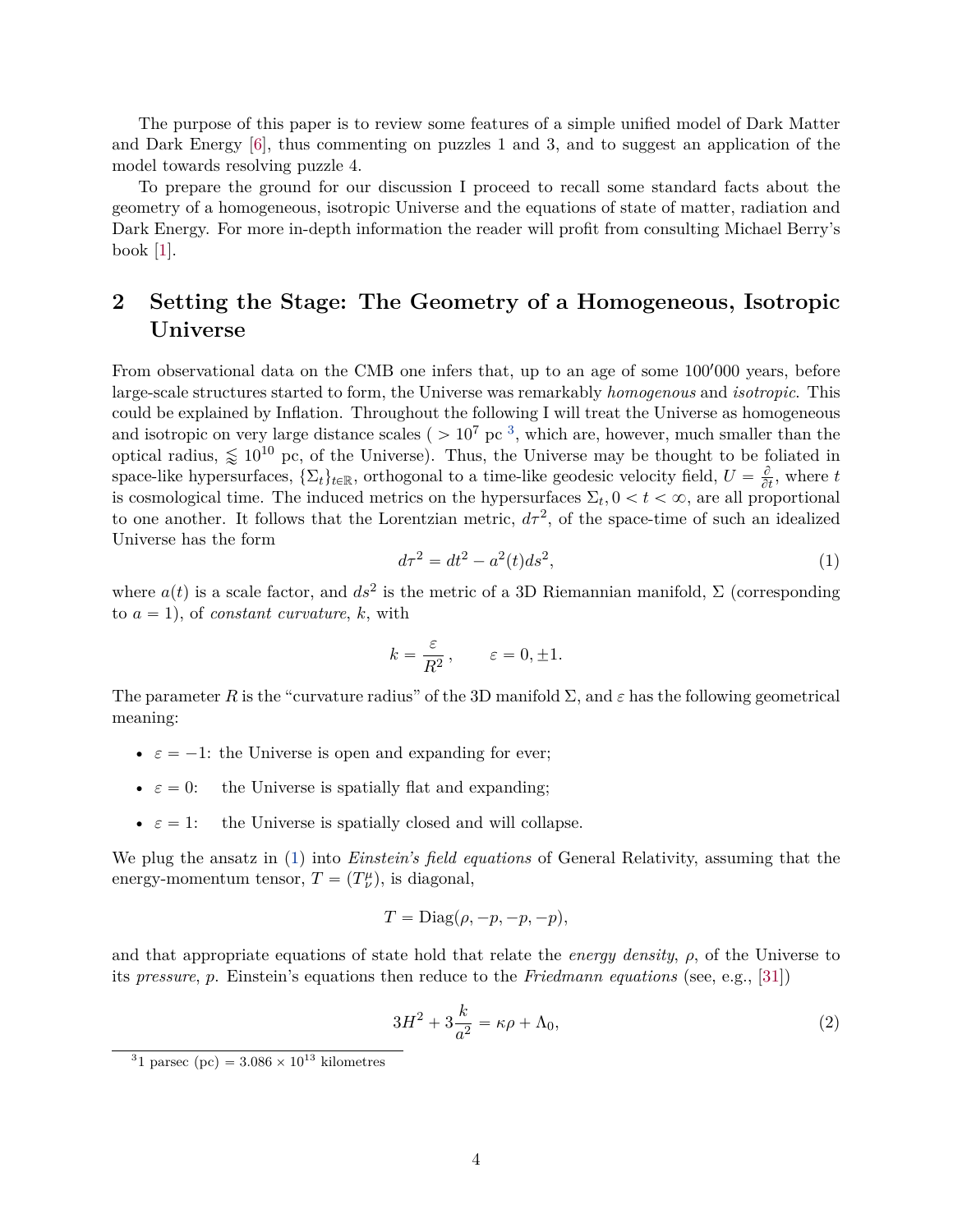The purpose of this paper is to review some features of a simple unified model of Dark Matter and Dark Energy [6], thus commenting on puzzles 1 and 3, and to suggest an application of the model towards resolving puzzle 4.

To prepare the ground for our discussion I proceed to recall some standard facts about the geometry of a homogeneous, isotropic Universe and the equations of state of matter, radiation and Dark Energy. For more in-depth information the reader will profit from consulting Michael Berry's book [1].

## 2 Setting the Stage: The Geometry of a Homogeneous, Isotropic Universe

From observational data on the CMB one infers that, up to an age of some 100′000 years, before large-scale structures started to form, the Universe was remarkably *homogenous* and *isotropic*. This could be explained by Inflation. Throughout the following I will treat the Universe as homogeneous and isotropic on very large distance scales ( $> 10^7$ pc [3], which are, however, much smaller than the optical radius, $\lessapprox 10^{10}$ pc, of the Universe). Thus, the Universe may be thought to be foliated in space-like hypersurfaces, $\{\Sigma_t\}_{t\in\mathbb{R}}$, orthogonal to a time-like geodesic velocity field, $U = \frac{\partial}{\partial t}$, where $t$ is cosmological time. The induced metrics on the hypersurfaces $\Sigma_t, 0 < t < \infty$, are all proportional to one another. It follows that the Lorentzian metric, $d\tau^2$, of the space-time of such an idealized Universe has the form

$$d\tau^2 = dt^2 - a^2(t)ds^2, \tag{1}$$

where $a(t)$ is a scale factor, and $ds^2$ is the metric of a 3D Riemannian manifold, $\Sigma$ (corresponding to $a = 1$), of *constant curvature*, $k$, with

$$k = \frac{\varepsilon}{R^2}, \qquad \varepsilon = 0, \pm 1.$$

The parameter $R$ is the "curvature radius" of the 3D manifold $\Sigma$, and $\varepsilon$ has the following geometrical meaning:

- $\varepsilon = -1$: the Universe is open and expanding for ever;
- $\varepsilon = 0$: the Universe is spatially flat and expanding;
- $\varepsilon = 1$: the Universe is spatially closed and will collapse.

We plug the ansatz in (1) into *Einstein's field equations* of General Relativity, assuming that the energy-momentum tensor, $T = (T^{\mu}_{\nu})$, is diagonal,

$$T = \mathrm{Diag}(\rho, -p, -p, -p),$$

and that appropriate equations of state hold that relate the *energy density*, $\rho$, of the Universe to its *pressure*, $p$. Einstein's equations then reduce to the *Friedmann equations* (see, e.g., [31])

$$3H^2 + 3\frac{k}{a^2} = \kappa\rho + \Lambda_0, \tag{2}$$

[3] 1 parsec (pc) = $3.086 \times 10^{13}$ kilometres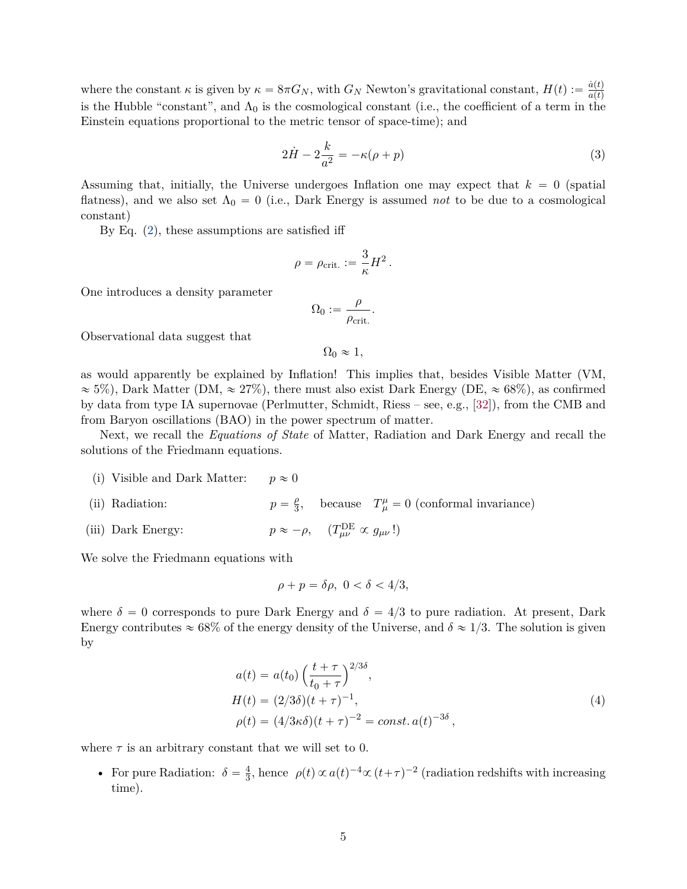where the constant $\kappa$ is given by $\kappa = 8\pi G_N$, with $G_N$ Newton's gravitational constant, $H(t) := \frac{\dot{a}(t)}{a(t)}$ is the Hubble "constant", and $\Lambda_0$ is the cosmological constant (i.e., the coefficient of a term in the Einstein equations proportional to the metric tensor of space-time); and

$$2\dot{H} - 2\frac{k}{a^2} = -\kappa(\rho + p) \tag{3}$$

Assuming that, initially, the Universe undergoes Inflation one may expect that $k = 0$ (spatial flatness), and we also set $\Lambda_0 = 0$ (i.e., Dark Energy is assumed *not* to be due to a cosmological constant)

By Eq. (2), these assumptions are satisfied iff

$$\rho = \rho_{\text{crit.}} := \frac{3}{\kappa} H^2 \,.$$

One introduces a density parameter

$$\Omega_0 := \frac{\rho}{\rho_{\text{crit.}}}.$$

Observational data suggest that

$$\Omega_0 \approx 1,$$

as would apparently be explained by Inflation! This implies that, besides Visible Matter (VM, $\approx 5\%$), Dark Matter (DM, $\approx 27\%$), there must also exist Dark Energy (DE, $\approx 68\%$), as confirmed by data from type IA supernovae (Perlmutter, Schmidt, Riess – see, e.g., [32]), from the CMB and from Baryon oscillations (BAO) in the power spectrum of matter.

Next, we recall the *Equations of State* of Matter, Radiation and Dark Energy and recall the solutions of the Friedmann equations.

(i) Visible and Dark Matter: $p \approx 0$

(ii) Radiation: $p = \frac{\rho}{3}$, because $T^{\mu}_{\mu} = 0$ (conformal invariance)

(iii) Dark Energy: $p \approx -\rho$, $(T^{\text{DE}}_{\mu\nu} \propto g_{\mu\nu}\,!)$

We solve the Friedmann equations with

$$\rho + p = \delta\rho, \ 0 < \delta < 4/3,$$

where $\delta = 0$ corresponds to pure Dark Energy and $\delta = 4/3$ to pure radiation. At present, Dark Energy contributes $\approx 68\%$ of the energy density of the Universe, and $\delta \approx 1/3$. The solution is given by

$$\begin{aligned} a(t) &= a(t_0)\left(\frac{t+\tau}{t_0+\tau}\right)^{2/3\delta}, \\ H(t) &= (2/3\delta)(t+\tau)^{-1}, \\ \rho(t) &= (4/3\kappa\delta)(t+\tau)^{-2} = const.\, a(t)^{-3\delta}\,, \end{aligned} \tag{4}$$

where $\tau$ is an arbitrary constant that we will set to 0.

- For pure Radiation: $\delta = \frac{4}{3}$, hence $\rho(t) \propto a(t)^{-4} \propto (t+\tau)^{-2}$ (radiation redshifts with increasing time).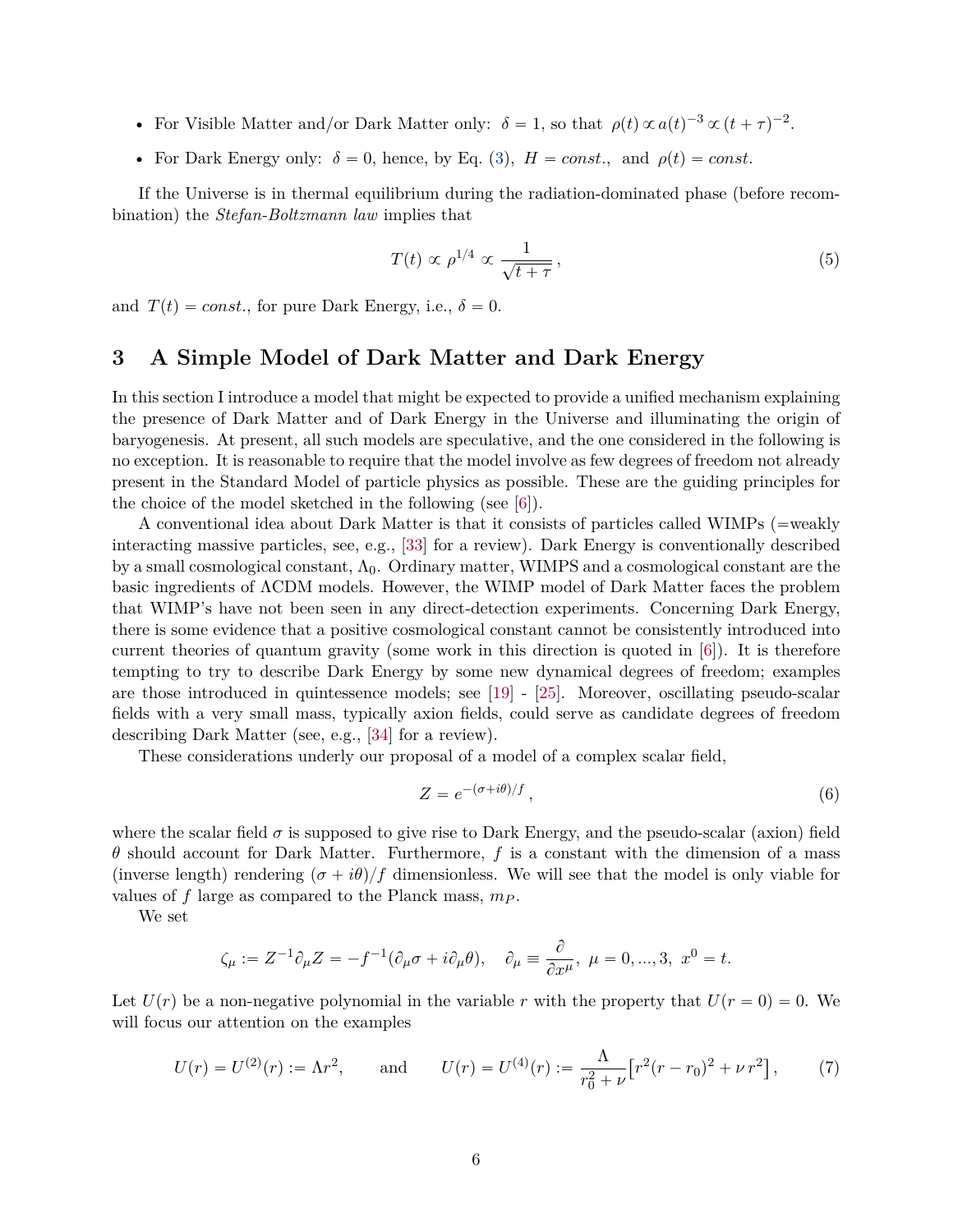- For Visible Matter and/or Dark Matter only: $\delta = 1$, so that $\rho(t) \propto a(t)^{-3} \propto (t+\tau)^{-2}$.
- For Dark Energy only: $\delta = 0$, hence, by Eq. (3), $H = const.$, and $\rho(t) = const.$

If the Universe is in thermal equilibrium during the radiation-dominated phase (before recombination) the *Stefan-Boltzmann law* implies that

$$T(t) \propto \rho^{1/4} \propto \frac{1}{\sqrt{t+\tau}}\,, \tag{5}$$

and $T(t) = const.$, for pure Dark Energy, i.e., $\delta = 0$.

## 3 A Simple Model of Dark Matter and Dark Energy

In this section I introduce a model that might be expected to provide a unified mechanism explaining the presence of Dark Matter and of Dark Energy in the Universe and illuminating the origin of baryogenesis. At present, all such models are speculative, and the one considered in the following is no exception. It is reasonable to require that the model involve as few degrees of freedom not already present in the Standard Model of particle physics as possible. These are the guiding principles for the choice of the model sketched in the following (see [6]).

A conventional idea about Dark Matter is that it consists of particles called WIMPs (=weakly interacting massive particles, see, e.g., [33] for a review). Dark Energy is conventionally described by a small cosmological constant, $\Lambda_0$. Ordinary matter, WIMPS and a cosmological constant are the basic ingredients of $\Lambda$CDM models. However, the WIMP model of Dark Matter faces the problem that WIMP's have not been seen in any direct-detection experiments. Concerning Dark Energy, there is some evidence that a positive cosmological constant cannot be consistently introduced into current theories of quantum gravity (some work in this direction is quoted in [6]). It is therefore tempting to try to describe Dark Energy by some new dynamical degrees of freedom; examples are those introduced in quintessence models; see [19] - [25]. Moreover, oscillating pseudo-scalar fields with a very small mass, typically axion fields, could serve as candidate degrees of freedom describing Dark Matter (see, e.g., [34] for a review).

These considerations underly our proposal of a model of a complex scalar field,

$$Z = e^{-(\sigma + i\theta)/f}\,, \tag{6}$$

where the scalar field $\sigma$ is supposed to give rise to Dark Energy, and the pseudo-scalar (axion) field $\theta$ should account for Dark Matter. Furthermore, $f$ is a constant with the dimension of a mass (inverse length) rendering $(\sigma + i\theta)/f$ dimensionless. We will see that the model is only viable for values of $f$ large as compared to the Planck mass, $m_P$.

We set

$$\zeta_\mu := Z^{-1}\partial_\mu Z = -f^{-1}(\partial_\mu \sigma + i\partial_\mu \theta), \quad \partial_\mu \equiv \frac{\partial}{\partial x^\mu},\ \mu = 0, ..., 3,\ x^0 = t.$$

Let $U(r)$ be a non-negative polynomial in the variable $r$ with the property that $U(r=0) = 0$. We will focus our attention on the examples

$$U(r) = U^{(2)}(r) := \Lambda r^2, \qquad \text{and} \qquad U(r) = U^{(4)}(r) := \frac{\Lambda}{r_0^2 + \nu}\big[r^2(r - r_0)^2 + \nu\, r^2\big]\,, \tag{7}$$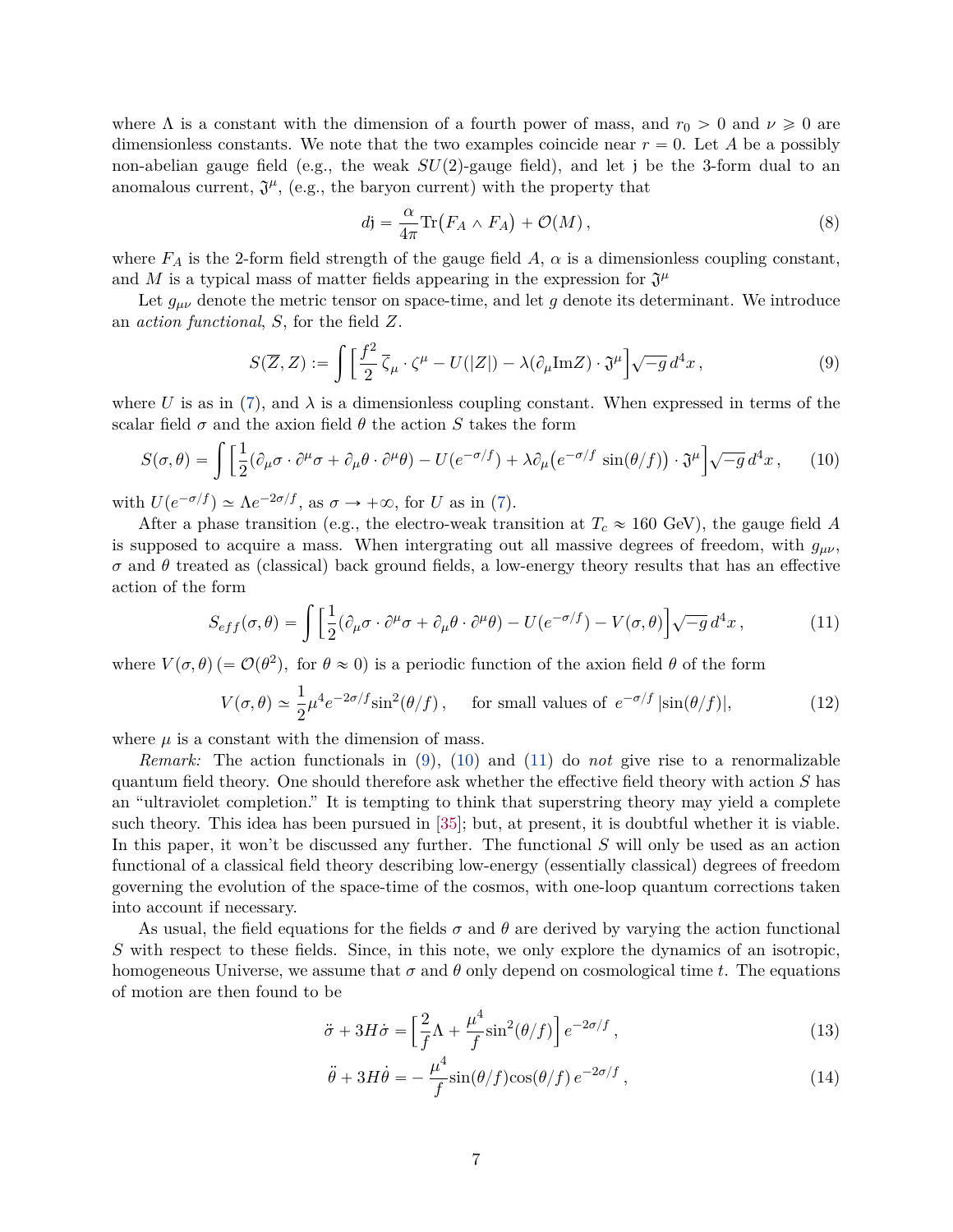where $\Lambda$ is a constant with the dimension of a fourth power of mass, and $r_0 > 0$ and $\nu \geqslant 0$ are dimensionless constants. We note that the two examples coincide near $r = 0$. Let $A$ be a possibly non-abelian gauge field (e.g., the weak $SU(2)$-gauge field), and let $\mathfrak{j}$ be the 3-form dual to an anomalous current, $\mathfrak{J}^\mu$, (e.g., the baryon current) with the property that

$$d\mathfrak{j} = \frac{\alpha}{4\pi}\mathrm{Tr}\big(F_A \wedge F_A\big) + \mathcal{O}(M)\,, \tag{8}$$

where $F_A$ is the 2-form field strength of the gauge field $A$, $\alpha$ is a dimensionless coupling constant, and $M$ is a typical mass of matter fields appearing in the expression for $\mathfrak{J}^\mu$

Let $g_{\mu\nu}$ denote the metric tensor on space-time, and let $g$ denote its determinant. We introduce an *action functional*, $S$, for the field $Z$.

$$S(\overline{Z}, Z) := \int \Big[\frac{f^2}{2}\,\overline{\zeta}_\mu \cdot \zeta^\mu - U(|Z|) - \lambda(\partial_\mu \mathrm{Im} Z)\cdot \mathfrak{J}^\mu\Big]\sqrt{-g}\,d^4x\,, \tag{9}$$

where $U$ is as in (7), and $\lambda$ is a dimensionless coupling constant. When expressed in terms of the scalar field $\sigma$ and the axion field $\theta$ the action $S$ takes the form

$$S(\sigma,\theta) = \int \Big[\frac{1}{2}(\partial_\mu\sigma\cdot\partial^\mu\sigma + \partial_\mu\theta\cdot\partial^\mu\theta) - U(e^{-\sigma/f}) + \lambda\partial_\mu\big(e^{-\sigma/f}\,\sin(\theta/f)\big)\cdot\mathfrak{J}^\mu\Big]\sqrt{-g}\,d^4x\,, \tag{10}$$

with $U(e^{-\sigma/f}) \simeq \Lambda e^{-2\sigma/f}$, as $\sigma \to +\infty$, for $U$ as in (7).

After a phase transition (e.g., the electro-weak transition at $T_c \approx 160$ GeV), the gauge field $A$ is supposed to acquire a mass. When intergrating out all massive degrees of freedom, with $g_{\mu\nu}$, $\sigma$ and $\theta$ treated as (classical) back ground fields, a low-energy theory results that has an effective action of the form

$$S_{eff}(\sigma,\theta) = \int \Big[\frac{1}{2}(\partial_\mu\sigma\cdot\partial^\mu\sigma + \partial_\mu\theta\cdot\partial^\mu\theta) - U(e^{-\sigma/f}) - V(\sigma,\theta)\Big]\sqrt{-g}\,d^4x\,, \tag{11}$$

where $V(\sigma,\theta)\,(= \mathcal{O}(\theta^2),$ for $\theta\approx 0)$ is a periodic function of the axion field $\theta$ of the form

$$V(\sigma,\theta) \simeq \frac{1}{2}\mu^4 e^{-2\sigma/f}\sin^2(\theta/f)\,, \quad \text{ for small values of } e^{-\sigma/f}\,|\sin(\theta/f)|, \tag{12}$$

where $\mu$ is a constant with the dimension of mass.

*Remark:* The action functionals in (9), (10) and (11) do *not* give rise to a renormalizable quantum field theory. One should therefore ask whether the effective field theory with action $S$ has an "ultraviolet completion." It is tempting to think that superstring theory may yield a complete such theory. This idea has been pursued in [35]; but, at present, it is doubtful whether it is viable. In this paper, it won't be discussed any further. The functional $S$ will only be used as an action functional of a classical field theory describing low-energy (essentially classical) degrees of freedom governing the evolution of the space-time of the cosmos, with one-loop quantum corrections taken into account if necessary.

As usual, the field equations for the fields $\sigma$ and $\theta$ are derived by varying the action functional $S$ with respect to these fields. Since, in this note, we only explore the dynamics of an isotropic, homogeneous Universe, we assume that $\sigma$ and $\theta$ only depend on cosmological time $t$. The equations of motion are then found to be

$$\ddot{\sigma} + 3H\dot{\sigma} = \Big[\frac{2}{f}\Lambda + \frac{\mu^4}{f}\sin^2(\theta/f)\Big]\,e^{-2\sigma/f}\,, \tag{13}$$

$$\ddot{\theta} + 3H\dot{\theta} = -\frac{\mu^4}{f}\sin(\theta/f)\cos(\theta/f)\,e^{-2\sigma/f}\,, \tag{14}$$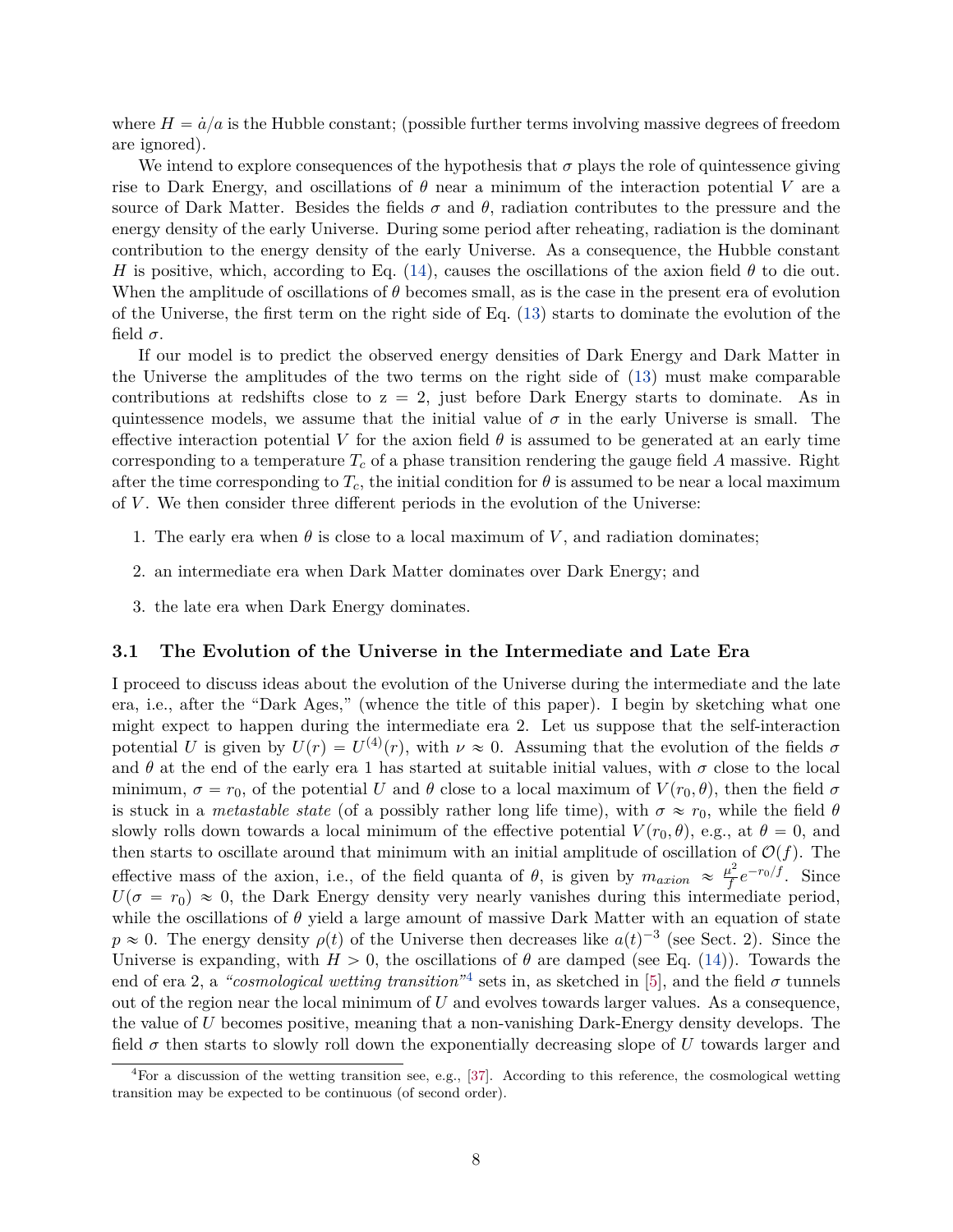where $H = \dot{a}/a$ is the Hubble constant; (possible further terms involving massive degrees of freedom are ignored).

We intend to explore consequences of the hypothesis that $\sigma$ plays the role of quintessence giving rise to Dark Energy, and oscillations of $\theta$ near a minimum of the interaction potential $V$ are a source of Dark Matter. Besides the fields $\sigma$ and $\theta$, radiation contributes to the pressure and the energy density of the early Universe. During some period after reheating, radiation is the dominant contribution to the energy density of the early Universe. As a consequence, the Hubble constant $H$ is positive, which, according to Eq. (14), causes the oscillations of the axion field $\theta$ to die out. When the amplitude of oscillations of $\theta$ becomes small, as is the case in the present era of evolution of the Universe, the first term on the right side of Eq. (13) starts to dominate the evolution of the field $\sigma$.

If our model is to predict the observed energy densities of Dark Energy and Dark Matter in the Universe the amplitudes of the two terms on the right side of (13) must make comparable contributions at redshifts close to z = 2, just before Dark Energy starts to dominate. As in quintessence models, we assume that the initial value of $\sigma$ in the early Universe is small. The effective interaction potential $V$ for the axion field $\theta$ is assumed to be generated at an early time corresponding to a temperature $T_c$ of a phase transition rendering the gauge field $A$ massive. Right after the time corresponding to $T_c$, the initial condition for $\theta$ is assumed to be near a local maximum of $V$. We then consider three different periods in the evolution of the Universe:

1. The early era when $\theta$ is close to a local maximum of $V$, and radiation dominates;
2. an intermediate era when Dark Matter dominates over Dark Energy; and
3. the late era when Dark Energy dominates.

### 3.1 The Evolution of the Universe in the Intermediate and Late Era

I proceed to discuss ideas about the evolution of the Universe during the intermediate and the late era, i.e., after the "Dark Ages," (whence the title of this paper). I begin by sketching what one might expect to happen during the intermediate era 2. Let us suppose that the self-interaction potential $U$ is given by $U(r) = U^{(4)}(r)$, with $\nu \approx 0$. Assuming that the evolution of the fields $\sigma$ and $\theta$ at the end of the early era 1 has started at suitable initial values, with $\sigma$ close to the local minimum, $\sigma = r_0$, of the potential $U$ and $\theta$ close to a local maximum of $V(r_0, \theta)$, then the field $\sigma$ is stuck in a *metastable state* (of a possibly rather long life time), with $\sigma \approx r_0$, while the field $\theta$ slowly rolls down towards a local minimum of the effective potential $V(r_0, \theta)$, e.g., at $\theta = 0$, and then starts to oscillate around that minimum with an initial amplitude of oscillation of $\mathcal{O}(f)$. The effective mass of the axion, i.e., of the field quanta of $\theta$, is given by $m_{axion} \approx \frac{\mu^2}{f} e^{-r_0/f}$. Since $U(\sigma = r_0) \approx 0$, the Dark Energy density very nearly vanishes during this intermediate period, while the oscillations of $\theta$ yield a large amount of massive Dark Matter with an equation of state $p \approx 0$. The energy density $\rho(t)$ of the Universe then decreases like $a(t)^{-3}$ (see Sect. 2). Since the Universe is expanding, with $H > 0$, the oscillations of $\theta$ are damped (see Eq. (14)). Towards the end of era 2, a *"cosmological wetting transition"*[4] sets in, as sketched in [5], and the field $\sigma$ tunnels out of the region near the local minimum of $U$ and evolves towards larger values. As a consequence, the value of $U$ becomes positive, meaning that a non-vanishing Dark-Energy density develops. The field $\sigma$ then starts to slowly roll down the exponentially decreasing slope of $U$ towards larger and

[4] For a discussion of the wetting transition see, e.g., [37]. According to this reference, the cosmological wetting transition may be expected to be continuous (of second order).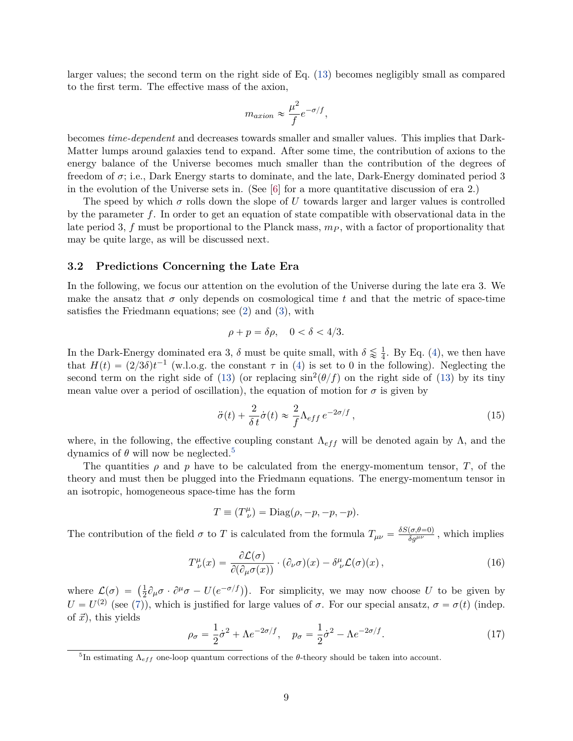larger values; the second term on the right side of Eq. (13) becomes negligibly small as compared to the first term. The effective mass of the axion,

$$m_{axion} \approx \frac{\mu^2}{f} e^{-\sigma/f},$$

becomes *time-dependent* and decreases towards smaller and smaller values. This implies that Dark-Matter lumps around galaxies tend to expand. After some time, the contribution of axions to the energy balance of the Universe becomes much smaller than the contribution of the degrees of freedom of $\sigma$; i.e., Dark Energy starts to dominate, and the late, Dark-Energy dominated period 3 in the evolution of the Universe sets in. (See [6] for a more quantitative discussion of era 2.)

The speed by which $\sigma$ rolls down the slope of $U$ towards larger and larger values is controlled by the parameter $f$. In order to get an equation of state compatible with observational data in the late period 3, $f$ must be proportional to the Planck mass, $m_P$, with a factor of proportionality that may be quite large, as will be discussed next.

### 3.2 Predictions Concerning the Late Era

In the following, we focus our attention on the evolution of the Universe during the late era 3. We make the ansatz that $\sigma$ only depends on cosmological time $t$ and that the metric of space-time satisfies the Friedmann equations; see (2) and (3), with

$$\rho + p = \delta\rho, \quad 0 < \delta < 4/3.$$

In the Dark-Energy dominated era 3, $\delta$ must be quite small, with $\delta \lessapprox \frac{1}{4}$. By Eq. (4), we then have that $H(t) = (2/3\delta)t^{-1}$ (w.l.o.g. the constant $\tau$ in (4) is set to 0 in the following). Neglecting the second term on the right side of (13) (or replacing $\sin^2(\theta/f)$ on the right side of (13) by its tiny mean value over a period of oscillation), the equation of motion for $\sigma$ is given by

$$\ddot{\sigma}(t) + \frac{2}{\delta\, t}\dot{\sigma}(t) \approx \frac{2}{f}\Lambda_{eff}\, e^{-2\sigma/f}\,, \tag{15}$$

where, in the following, the effective coupling constant $\Lambda_{eff}$ will be denoted again by $\Lambda$, and the dynamics of $\theta$ will now be neglected.[5]

The quantities $\rho$ and $p$ have to be calculated from the energy-momentum tensor, $T$, of the theory and must then be plugged into the Friedmann equations. The energy-momentum tensor in an isotropic, homogeneous space-time has the form

$$T \equiv (T^{\mu}_{\nu}) = \text{Diag}(\rho, -p, -p, -p).$$

The contribution of the field $\sigma$ to $T$ is calculated from the formula $T_{\mu\nu} = \frac{\delta S(\sigma, \theta=0)}{\delta g^{\mu\nu}}$, which implies

$$T^{\mu}_{\nu}(x) = \frac{\partial \mathcal{L}(\sigma)}{\partial(\partial_{\mu}\sigma(x))} \cdot (\partial_{\nu}\sigma)(x) - \delta^{\mu}_{\nu}\mathcal{L}(\sigma)(x)\,, \tag{16}$$

where $\mathcal{L}(\sigma) = \left(\frac{1}{2}\partial_{\mu}\sigma \cdot \partial^{\mu}\sigma - U(e^{-\sigma/f})\right)$. For simplicity, we may now choose $U$ to be given by $U = U^{(2)}$ (see (7)), which is justified for large values of $\sigma$. For our special ansatz, $\sigma = \sigma(t)$ (indep. of $\vec{x}$), this yields

$$\rho_{\sigma} = \frac{1}{2}\dot{\sigma}^2 + \Lambda e^{-2\sigma/f}, \quad p_{\sigma} = \frac{1}{2}\dot{\sigma}^2 - \Lambda e^{-2\sigma/f}. \tag{17}$$

[5] In estimating $\Lambda_{eff}$ one-loop quantum corrections of the $\theta$-theory should be taken into account.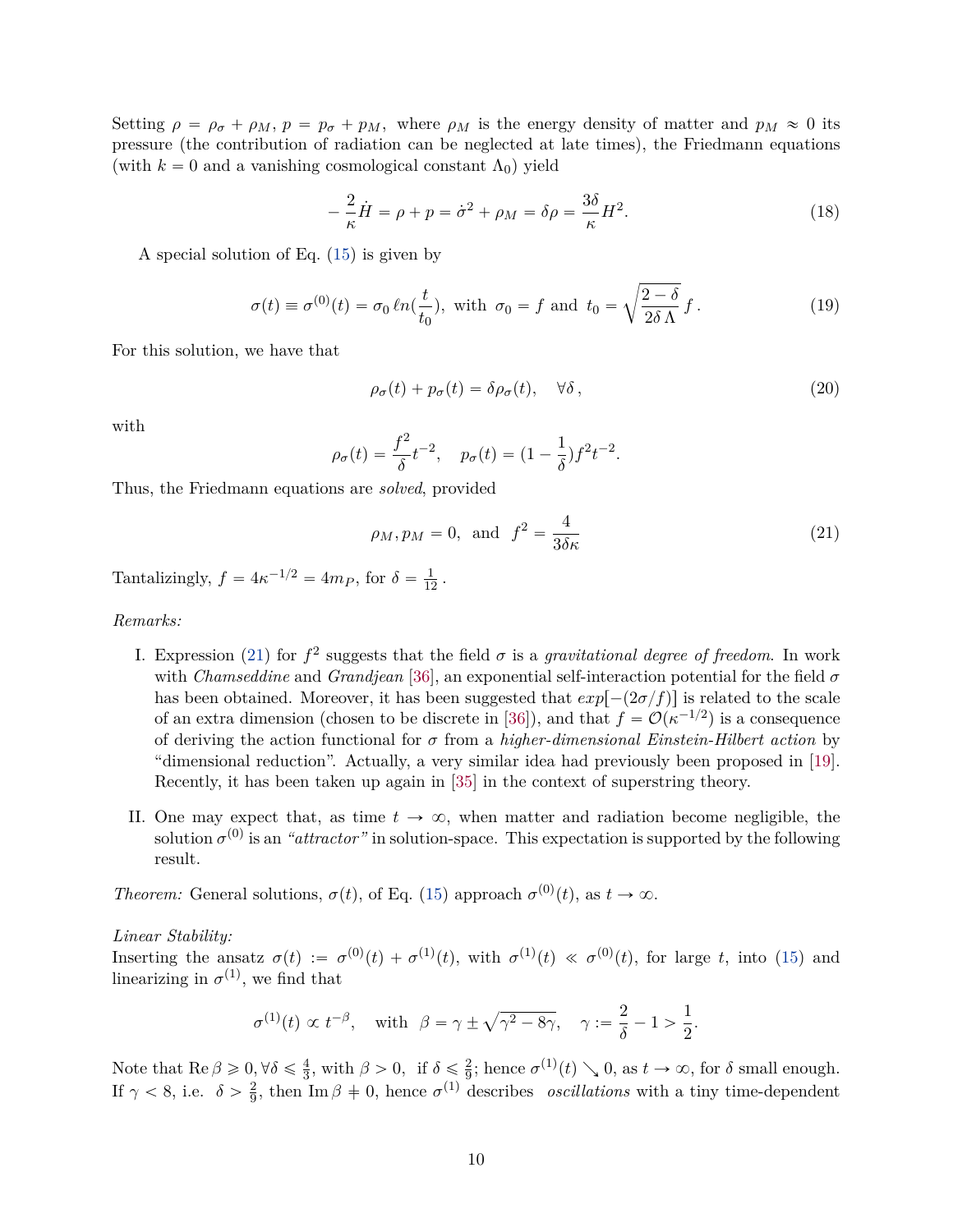Setting $\rho = \rho_\sigma + \rho_M$, $p = p_\sigma + p_M$, where $\rho_M$ is the energy density of matter and $p_M \approx 0$ its pressure (the contribution of radiation can be neglected at late times), the Friedmann equations (with $k = 0$ and a vanishing cosmological constant $\Lambda_0$) yield

$$-\frac{2}{\kappa}\dot{H} = \rho + p = \dot{\sigma}^2 + \rho_M = \delta\rho = \frac{3\delta}{\kappa}H^2. \tag{18}$$

A special solution of Eq. (15) is given by

$$\sigma(t) \equiv \sigma^{(0)}(t) = \sigma_0\, \ell n(\frac{t}{t_0}), \text{ with } \sigma_0 = f \text{ and } t_0 = \sqrt{\frac{2-\delta}{2\delta\,\Lambda}}\, f\,. \tag{19}$$

For this solution, we have that

$$\rho_\sigma(t) + p_\sigma(t) = \delta\rho_\sigma(t), \quad \forall\delta\,, \tag{20}$$

with

$$\rho_\sigma(t) = \frac{f^2}{\delta}t^{-2}, \quad p_\sigma(t) = (1-\frac{1}{\delta})f^2 t^{-2}.$$

Thus, the Friedmann equations are *solved*, provided

$$\rho_M, p_M = 0, \text{ and } f^2 = \frac{4}{3\delta\kappa} \tag{21}$$

Tantalizingly, $f = 4\kappa^{-1/2} = 4m_P$, for $\delta = \frac{1}{12}$.

*Remarks:*

I. Expression (21) for $f^2$ suggests that the field $\sigma$ is a *gravitational degree of freedom*. In work with *Chamseddine* and *Grandjean* [36], an exponential self-interaction potential for the field $\sigma$ has been obtained. Moreover, it has been suggested that $exp[-(2\sigma/f)]$ is related to the scale of an extra dimension (chosen to be discrete in [36]), and that $f = \mathcal{O}(\kappa^{-1/2})$ is a consequence of deriving the action functional for $\sigma$ from a *higher-dimensional Einstein-Hilbert action* by "dimensional reduction". Actually, a very similar idea had previously been proposed in [19]. Recently, it has been taken up again in [35] in the context of superstring theory.

II. One may expect that, as time $t \to \infty$, when matter and radiation become negligible, the solution $\sigma^{(0)}$ is an *"attractor"* in solution-space. This expectation is supported by the following result.

*Theorem:* General solutions, $\sigma(t)$, of Eq. (15) approach $\sigma^{(0)}(t)$, as $t \to \infty$.

*Linear Stability:*
Inserting the ansatz $\sigma(t) := \sigma^{(0)}(t) + \sigma^{(1)}(t)$, with $\sigma^{(1)}(t) \ll \sigma^{(0)}(t)$, for large $t$, into (15) and linearizing in $\sigma^{(1)}$, we find that

$$\sigma^{(1)}(t) \propto t^{-\beta}, \quad \text{with} \quad \beta = \gamma \pm \sqrt{\gamma^2 - 8\gamma}, \quad \gamma := \frac{2}{\delta} - 1 > \frac{1}{2}.$$

Note that $\mathrm{Re}\,\beta \geqslant 0, \forall\delta \leqslant \frac{4}{3}$, with $\beta > 0$, if $\delta \leqslant \frac{2}{9}$; hence $\sigma^{(1)}(t) \searrow 0$, as $t \to \infty$, for $\delta$ small enough. If $\gamma < 8$, i.e. $\delta > \frac{2}{9}$, then $\mathrm{Im}\,\beta \neq 0$, hence $\sigma^{(1)}$ describes *oscillations* with a tiny time-dependent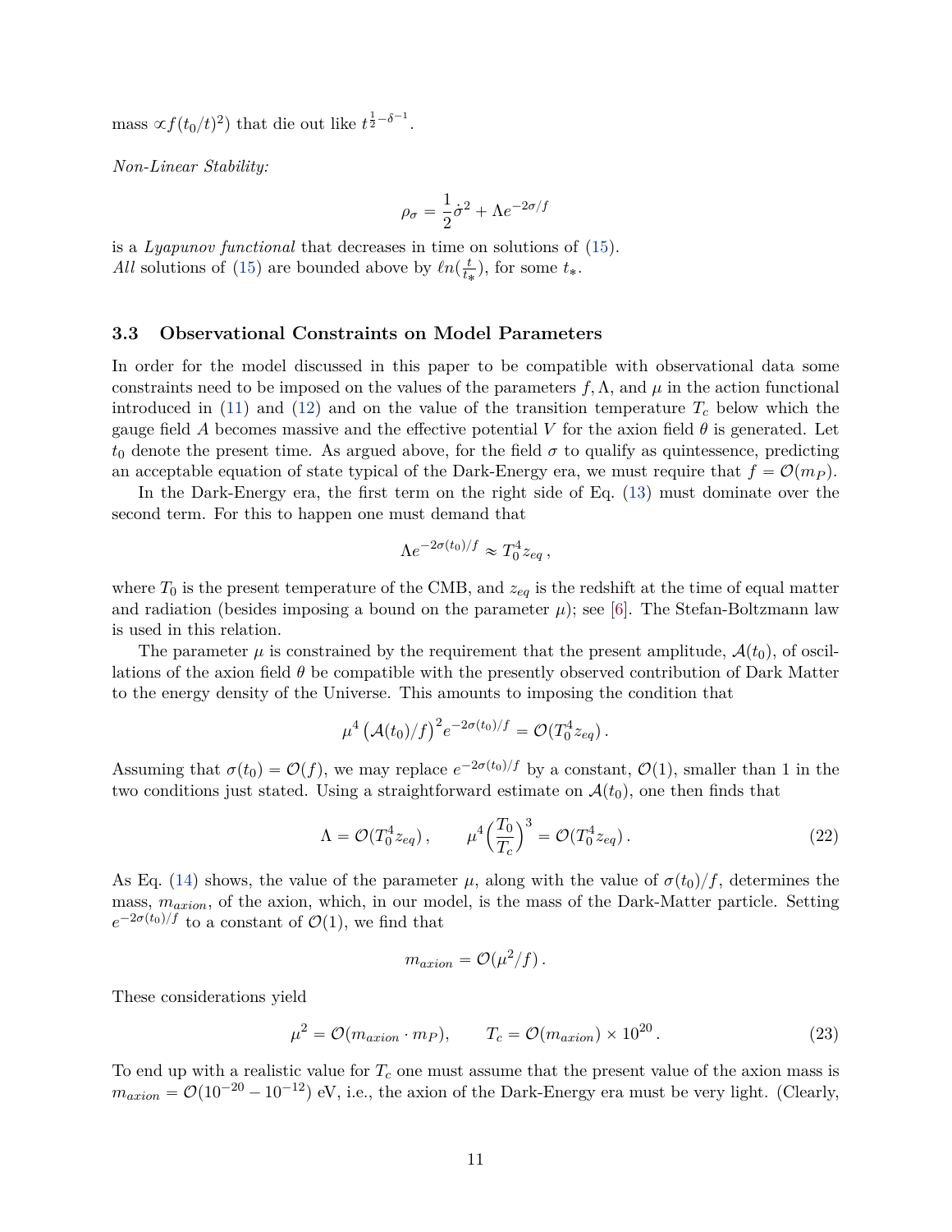mass $\propto f(t_0/t)^2$) that die out like $t^{\frac{1}{2}-\delta^{-1}}$.

*Non-Linear Stability:*

$$\rho_\sigma = \frac{1}{2}\dot{\sigma}^2 + \Lambda e^{-2\sigma/f}$$

is a *Lyapunov functional* that decreases in time on solutions of (15).
*All* solutions of (15) are bounded above by $\ell n(\frac{t}{t_*})$, for some $t_*$.

### 3.3 Observational Constraints on Model Parameters

In order for the model discussed in this paper to be compatible with observational data some constraints need to be imposed on the values of the parameters $f, \Lambda$, and $\mu$ in the action functional introduced in (11) and (12) and on the value of the transition temperature $T_c$ below which the gauge field $A$ becomes massive and the effective potential $V$ for the axion field $\theta$ is generated. Let $t_0$ denote the present time. As argued above, for the field $\sigma$ to qualify as quintessence, predicting an acceptable equation of state typical of the Dark-Energy era, we must require that $f = \mathcal{O}(m_P)$.

In the Dark-Energy era, the first term on the right side of Eq. (13) must dominate over the second term. For this to happen one must demand that

$$\Lambda e^{-2\sigma(t_0)/f} \approx T_0^4 z_{eq}\,,$$

where $T_0$ is the present temperature of the CMB, and $z_{eq}$ is the redshift at the time of equal matter and radiation (besides imposing a bound on the parameter $\mu$); see [6]. The Stefan-Boltzmann law is used in this relation.

The parameter $\mu$ is constrained by the requirement that the present amplitude, $\mathcal{A}(t_0)$, of oscillations of the axion field $\theta$ be compatible with the presently observed contribution of Dark Matter to the energy density of the Universe. This amounts to imposing the condition that

$$\mu^4 \left(\mathcal{A}(t_0)/f\right)^2 e^{-2\sigma(t_0)/f} = \mathcal{O}(T_0^4 z_{eq})\,.$$

Assuming that $\sigma(t_0) = \mathcal{O}(f)$, we may replace $e^{-2\sigma(t_0)/f}$ by a constant, $\mathcal{O}(1)$, smaller than 1 in the two conditions just stated. Using a straightforward estimate on $\mathcal{A}(t_0)$, one then finds that

$$\Lambda = \mathcal{O}(T_0^4 z_{eq})\,, \qquad \mu^4\Big(\frac{T_0}{T_c}\Big)^3 = \mathcal{O}(T_0^4 z_{eq})\,. \tag{22}$$

As Eq. (14) shows, the value of the parameter $\mu$, along with the value of $\sigma(t_0)/f$, determines the mass, $m_{axion}$, of the axion, which, in our model, is the mass of the Dark-Matter particle. Setting $e^{-2\sigma(t_0)/f}$ to a constant of $\mathcal{O}(1)$, we find that

$$m_{axion} = \mathcal{O}(\mu^2/f)\,.$$

These considerations yield

$$\mu^2 = \mathcal{O}(m_{axion}\cdot m_P), \qquad T_c = \mathcal{O}(m_{axion}) \times 10^{20}\,. \tag{23}$$

To end up with a realistic value for $T_c$ one must assume that the present value of the axion mass is $m_{axion} = \mathcal{O}(10^{-20} - 10^{-12})$ eV, i.e., the axion of the Dark-Energy era must be very light. (Clearly,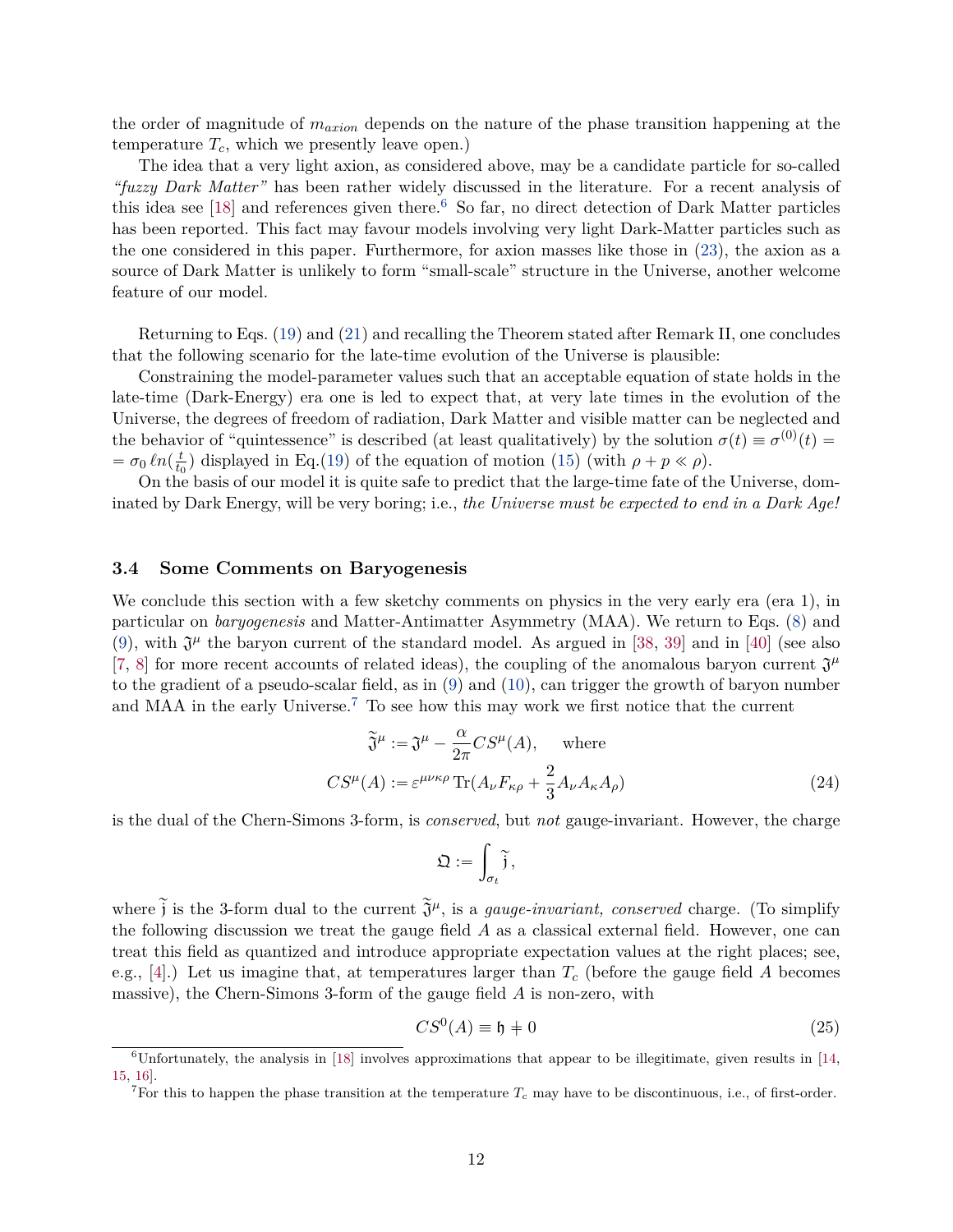the order of magnitude of $m_{axion}$ depends on the nature of the phase transition happening at the temperature $T_c$, which we presently leave open.)

The idea that a very light axion, as considered above, may be a candidate particle for so-called *"fuzzy Dark Matter"* has been rather widely discussed in the literature. For a recent analysis of this idea see [18] and references given there.[6] So far, no direct detection of Dark Matter particles has been reported. This fact may favour models involving very light Dark-Matter particles such as the one considered in this paper. Furthermore, for axion masses like those in (23), the axion as a source of Dark Matter is unlikely to form "small-scale" structure in the Universe, another welcome feature of our model.

Returning to Eqs. (19) and (21) and recalling the Theorem stated after Remark II, one concludes that the following scenario for the late-time evolution of the Universe is plausible:

Constraining the model-parameter values such that an acceptable equation of state holds in the late-time (Dark-Energy) era one is led to expect that, at very late times in the evolution of the Universe, the degrees of freedom of radiation, Dark Matter and visible matter can be neglected and the behavior of "quintessence" is described (at least qualitatively) by the solution $\sigma(t) \equiv \sigma^{(0)}(t) = = \sigma_0 \, \ell n(\frac{t}{t_0})$ displayed in Eq.(19) of the equation of motion (15) (with $\rho + p \ll \rho$).

On the basis of our model it is quite safe to predict that the large-time fate of the Universe, dominated by Dark Energy, will be very boring; i.e., *the Universe must be expected to end in a Dark Age!*

### 3.4 Some Comments on Baryogenesis

We conclude this section with a few sketchy comments on physics in the very early era (era 1), in particular on *baryogenesis* and Matter-Antimatter Asymmetry (MAA). We return to Eqs. (8) and (9), with $\mathfrak{J}^\mu$ the baryon current of the standard model. As argued in [38, 39] and in [40] (see also [7, 8] for more recent accounts of related ideas), the coupling of the anomalous baryon current $\mathfrak{J}^\mu$ to the gradient of a pseudo-scalar field, as in (9) and (10), can trigger the growth of baryon number and MAA in the early Universe.[7] To see how this may work we first notice that the current

$$
\begin{aligned}
\widetilde{\mathfrak{J}}^\mu &:= \mathfrak{J}^\mu - \frac{\alpha}{2\pi} CS^\mu(A), \qquad \text{where} \\
CS^\mu(A) &:= \varepsilon^{\mu\nu\kappa\rho}\, \mathrm{Tr}(A_\nu F_{\kappa\rho} + \frac{2}{3} A_\nu A_\kappa A_\rho)
\end{aligned}
\tag{24}
$$

is the dual of the Chern-Simons 3-form, is *conserved*, but *not* gauge-invariant. However, the charge

$$
\mathfrak{Q} := \int_{\sigma_t} \widetilde{\mathfrak{j}},
$$

where $\widetilde{\mathfrak{j}}$ is the 3-form dual to the current $\widetilde{\mathfrak{J}}^\mu$, is a *gauge-invariant, conserved* charge. (To simplify the following discussion we treat the gauge field $A$ as a classical external field. However, one can treat this field as quantized and introduce appropriate expectation values at the right places; see, e.g., [4].) Let us imagine that, at temperatures larger than $T_c$ (before the gauge field $A$ becomes massive), the Chern-Simons 3-form of the gauge field $A$ is non-zero, with

$$
CS^0(A) \equiv \mathfrak{h} \neq 0 \tag{25}
$$

[6] Unfortunately, the analysis in [18] involves approximations that appear to be illegitimate, given results in [14, 15, 16].

[7] For this to happen the phase transition at the temperature $T_c$ may have to be discontinuous, i.e., of first-order.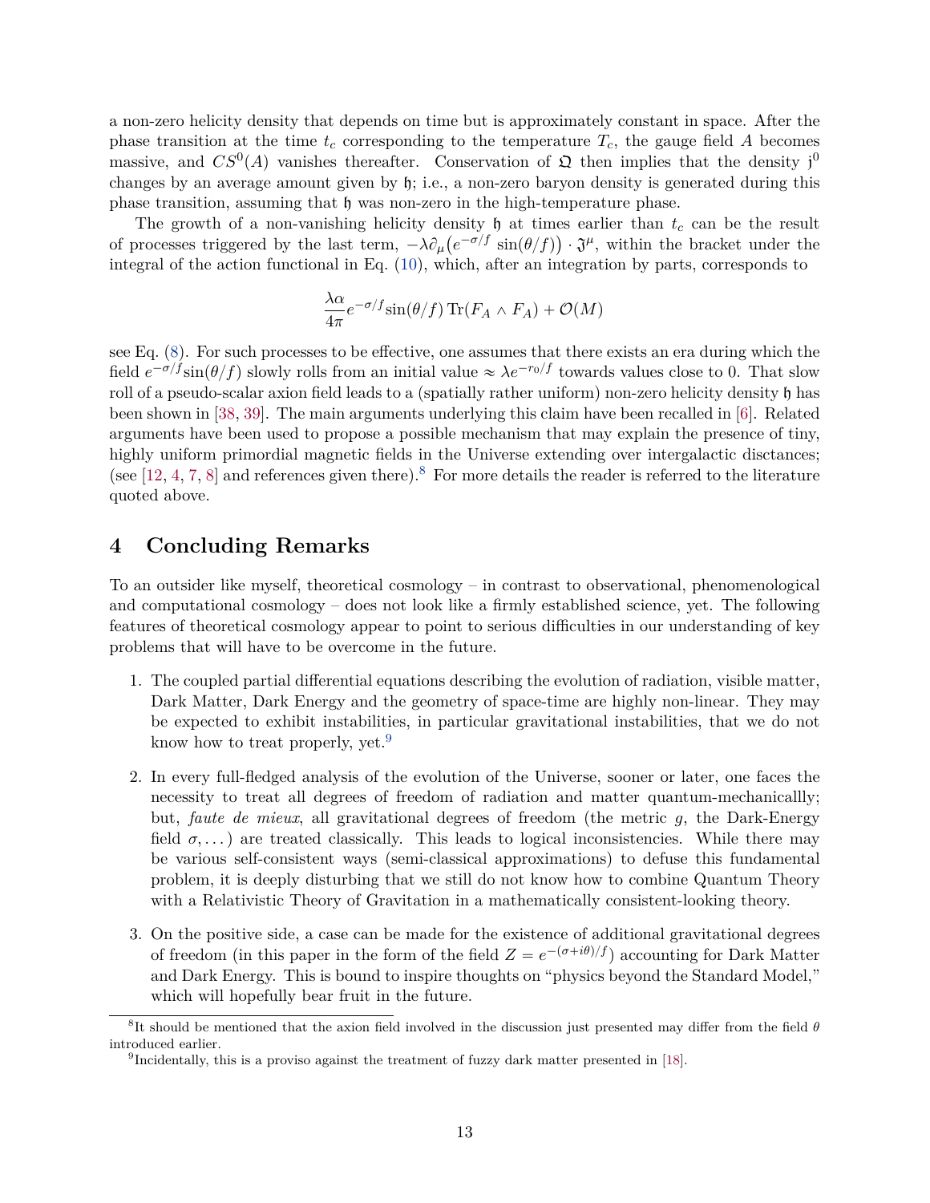a non-zero helicity density that depends on time but is approximately constant in space. After the phase transition at the time $t_c$ corresponding to the temperature $T_c$, the gauge field $A$ becomes massive, and $CS^0(A)$ vanishes thereafter. Conservation of $\mathfrak{Q}$ then implies that the density $\mathfrak{j}^0$ changes by an average amount given by $\mathfrak{h}$; i.e., a non-zero baryon density is generated during this phase transition, assuming that $\mathfrak{h}$ was non-zero in the high-temperature phase.

The growth of a non-vanishing helicity density $\mathfrak{h}$ at times earlier than $t_c$ can be the result of processes triggered by the last term, $-\lambda\partial_\mu\big(e^{-\sigma/f}\sin(\theta/f)\big)\cdot\mathfrak{J}^\mu$, within the bracket under the integral of the action functional in Eq. (10), which, after an integration by parts, corresponds to

$$\frac{\lambda\alpha}{4\pi}e^{-\sigma/f}\sin(\theta/f)\,\mathrm{Tr}(F_A\wedge F_A)+\mathcal{O}(M)$$

see Eq. (8). For such processes to be effective, one assumes that there exists an era during which the field $e^{-\sigma/f}\sin(\theta/f)$ slowly rolls from an initial value $\approx\lambda e^{-r_0/f}$ towards values close to 0. That slow roll of a pseudo-scalar axion field leads to a (spatially rather uniform) non-zero helicity density $\mathfrak{h}$ has been shown in [38, 39]. The main arguments underlying this claim have been recalled in [6]. Related arguments have been used to propose a possible mechanism that may explain the presence of tiny, highly uniform primordial magnetic fields in the Universe extending over intergalactic disctances; (see [12, 4, 7, 8] and references given there).[8] For more details the reader is referred to the literature quoted above.

## 4 Concluding Remarks

To an outsider like myself, theoretical cosmology – in contrast to observational, phenomenological and computational cosmology – does not look like a firmly established science, yet. The following features of theoretical cosmology appear to point to serious difficulties in our understanding of key problems that will have to be overcome in the future.

1. The coupled partial differential equations describing the evolution of radiation, visible matter, Dark Matter, Dark Energy and the geometry of space-time are highly non-linear. They may be expected to exhibit instabilities, in particular gravitational instabilities, that we do not know how to treat properly, yet.[9]

2. In every full-fledged analysis of the evolution of the Universe, sooner or later, one faces the necessity to treat all degrees of freedom of radiation and matter quantum-mechanicallly; but, *faute de mieux*, all gravitational degrees of freedom (the metric $g$, the Dark-Energy field $\sigma,\dots$) are treated classically. This leads to logical inconsistencies. While there may be various self-consistent ways (semi-classical approximations) to defuse this fundamental problem, it is deeply disturbing that we still do not know how to combine Quantum Theory with a Relativistic Theory of Gravitation in a mathematically consistent-looking theory.

3. On the positive side, a case can be made for the existence of additional gravitational degrees of freedom (in this paper in the form of the field $Z=e^{-(\sigma+i\theta)/f}$) accounting for Dark Matter and Dark Energy. This is bound to inspire thoughts on "physics beyond the Standard Model," which will hopefully bear fruit in the future.

[8] It should be mentioned that the axion field involved in the discussion just presented may differ from the field $\theta$ introduced earlier.

[9] Incidentally, this is a proviso against the treatment of fuzzy dark matter presented in [18].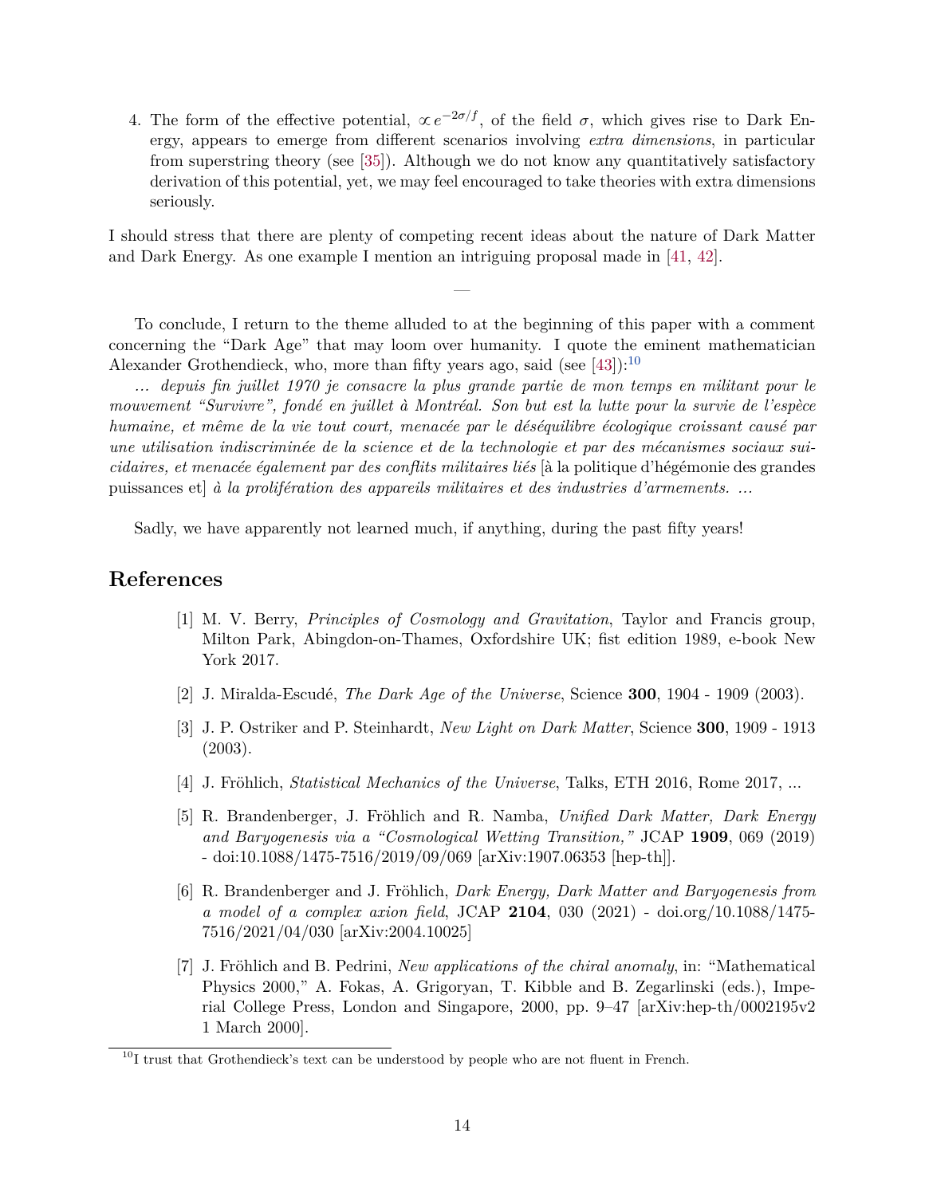4. The form of the effective potential, $\propto e^{-2\sigma/f}$, of the field $\sigma$, which gives rise to Dark Energy, appears to emerge from different scenarios involving *extra dimensions*, in particular from superstring theory (see [35]). Although we do not know any quantitatively satisfactory derivation of this potential, yet, we may feel encouraged to take theories with extra dimensions seriously.

I should stress that there are plenty of competing recent ideas about the nature of Dark Matter and Dark Energy. As one example I mention an intriguing proposal made in [41, 42].

—

To conclude, I return to the theme alluded to at the beginning of this paper with a comment concerning the "Dark Age" that may loom over humanity. I quote the eminent mathematician Alexander Grothendieck, who, more than fifty years ago, said (see [43]):[10]

*... depuis fin juillet 1970 je consacre la plus grande partie de mon temps en militant pour le mouvement "Survivre", fondé en juillet à Montréal. Son but est la lutte pour la survie de l'espèce humaine, et même de la vie tout court, menacée par le déséquilibre écologique croissant causé par une utilisation indiscriminée de la science et de la technologie et par des mécanismes sociaux suicidaires, et menacée également par des conflits militaires liés* [à la politique d'hégémonie des grandes puissances et] *à la prolifération des appareils militaires et des industries d'armements. ...*

Sadly, we have apparently not learned much, if anything, during the past fifty years!

## References

[1] M. V. Berry, *Principles of Cosmology and Gravitation*, Taylor and Francis group, Milton Park, Abingdon-on-Thames, Oxfordshire UK; fist edition 1989, e-book New York 2017.

[2] J. Miralda-Escudé, *The Dark Age of the Universe*, Science **300**, 1904 - 1909 (2003).

[3] J. P. Ostriker and P. Steinhardt, *New Light on Dark Matter*, Science **300**, 1909 - 1913 (2003).

[4] J. Fröhlich, *Statistical Mechanics of the Universe*, Talks, ETH 2016, Rome 2017, ...

[5] R. Brandenberger, J. Fröhlich and R. Namba, *Unified Dark Matter, Dark Energy and Baryogenesis via a "Cosmological Wetting Transition,"* JCAP **1909**, 069 (2019) - doi:10.1088/1475-7516/2019/09/069 [arXiv:1907.06353 [hep-th]].

[6] R. Brandenberger and J. Fröhlich, *Dark Energy, Dark Matter and Baryogenesis from a model of a complex axion field*, JCAP **2104**, 030 (2021) - doi.org/10.1088/1475-7516/2021/04/030 [arXiv:2004.10025]

[7] J. Fröhlich and B. Pedrini, *New applications of the chiral anomaly*, in: "Mathematical Physics 2000," A. Fokas, A. Grigoryan, T. Kibble and B. Zegarlinski (eds.), Imperial College Press, London and Singapore, 2000, pp. 9–47 [arXiv:hep-th/0002195v2 1 March 2000].

[10] I trust that Grothendieck's text can be understood by people who are not fluent in French.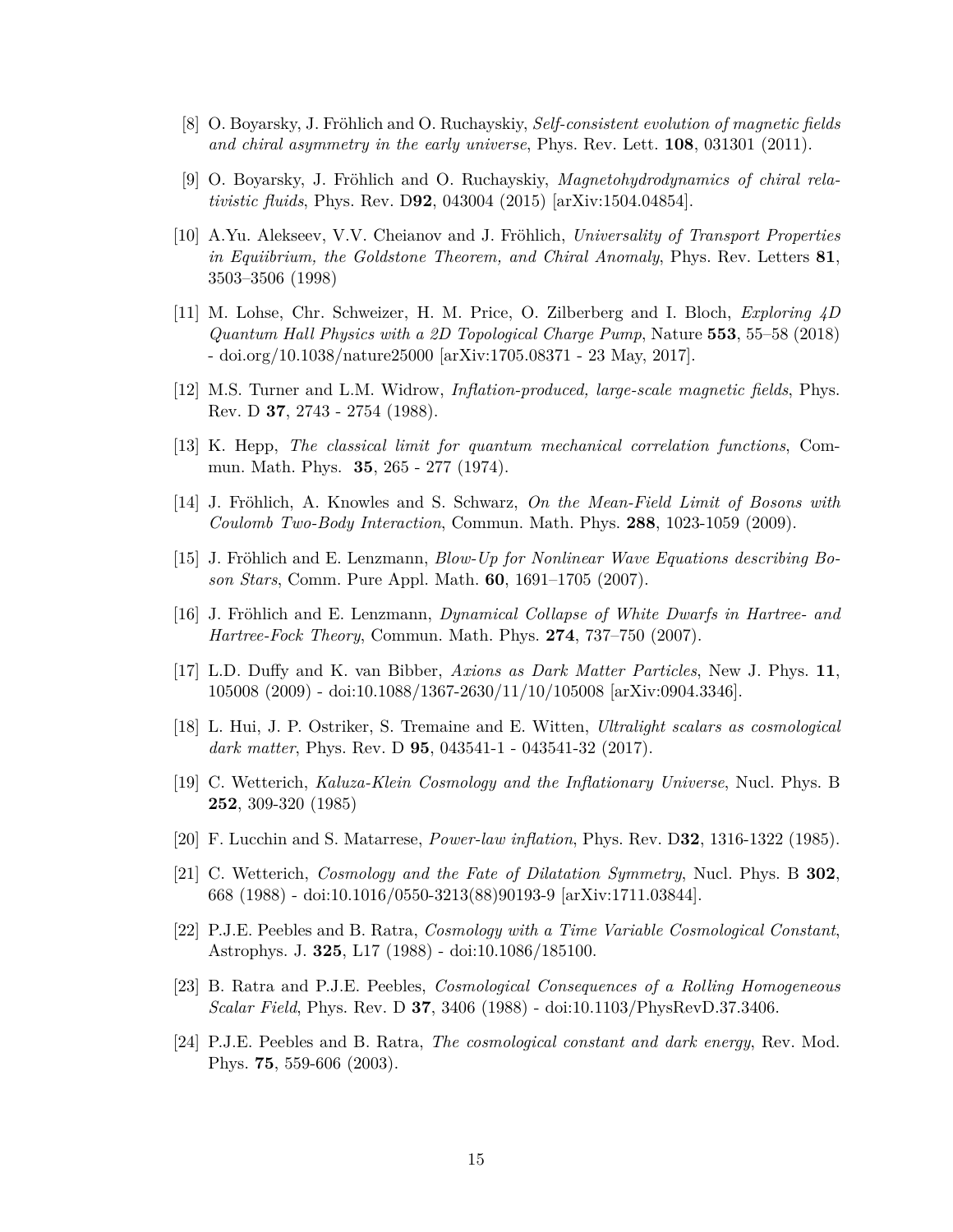[8] O. Boyarsky, J. Fröhlich and O. Ruchayskiy, *Self-consistent evolution of magnetic fields and chiral asymmetry in the early universe*, Phys. Rev. Lett. **108**, 031301 (2011).

[9] O. Boyarsky, J. Fröhlich and O. Ruchayskiy, *Magnetohydrodynamics of chiral relativistic fluids*, Phys. Rev. D**92**, 043004 (2015) [arXiv:1504.04854].

[10] A.Yu. Alekseev, V.V. Cheianov and J. Fröhlich, *Universality of Transport Properties in Equiibrium, the Goldstone Theorem, and Chiral Anomaly*, Phys. Rev. Letters **81**, 3503–3506 (1998)

[11] M. Lohse, Chr. Schweizer, H. M. Price, O. Zilberberg and I. Bloch, *Exploring 4D Quantum Hall Physics with a 2D Topological Charge Pump*, Nature **553**, 55–58 (2018) - doi.org/10.1038/nature25000 [arXiv:1705.08371 - 23 May, 2017].

[12] M.S. Turner and L.M. Widrow, *Inflation-produced, large-scale magnetic fields*, Phys. Rev. D **37**, 2743 - 2754 (1988).

[13] K. Hepp, *The classical limit for quantum mechanical correlation functions*, Commun. Math. Phys. **35**, 265 - 277 (1974).

[14] J. Fröhlich, A. Knowles and S. Schwarz, *On the Mean-Field Limit of Bosons with Coulomb Two-Body Interaction*, Commun. Math. Phys. **288**, 1023-1059 (2009).

[15] J. Fröhlich and E. Lenzmann, *Blow-Up for Nonlinear Wave Equations describing Boson Stars*, Comm. Pure Appl. Math. **60**, 1691–1705 (2007).

[16] J. Fröhlich and E. Lenzmann, *Dynamical Collapse of White Dwarfs in Hartree- and Hartree-Fock Theory*, Commun. Math. Phys. **274**, 737–750 (2007).

[17] L.D. Duffy and K. van Bibber, *Axions as Dark Matter Particles*, New J. Phys. **11**, 105008 (2009) - doi:10.1088/1367-2630/11/10/105008 [arXiv:0904.3346].

[18] L. Hui, J. P. Ostriker, S. Tremaine and E. Witten, *Ultralight scalars as cosmological dark matter*, Phys. Rev. D **95**, 043541-1 - 043541-32 (2017).

[19] C. Wetterich, *Kaluza-Klein Cosmology and the Inflationary Universe*, Nucl. Phys. B **252**, 309-320 (1985)

[20] F. Lucchin and S. Matarrese, *Power-law inflation*, Phys. Rev. D**32**, 1316-1322 (1985).

[21] C. Wetterich, *Cosmology and the Fate of Dilatation Symmetry*, Nucl. Phys. B **302**, 668 (1988) - doi:10.1016/0550-3213(88)90193-9 [arXiv:1711.03844].

[22] P.J.E. Peebles and B. Ratra, *Cosmology with a Time Variable Cosmological Constant*, Astrophys. J. **325**, L17 (1988) - doi:10.1086/185100.

[23] B. Ratra and P.J.E. Peebles, *Cosmological Consequences of a Rolling Homogeneous Scalar Field*, Phys. Rev. D **37**, 3406 (1988) - doi:10.1103/PhysRevD.37.3406.

[24] P.J.E. Peebles and B. Ratra, *The cosmological constant and dark energy*, Rev. Mod. Phys. **75**, 559-606 (2003).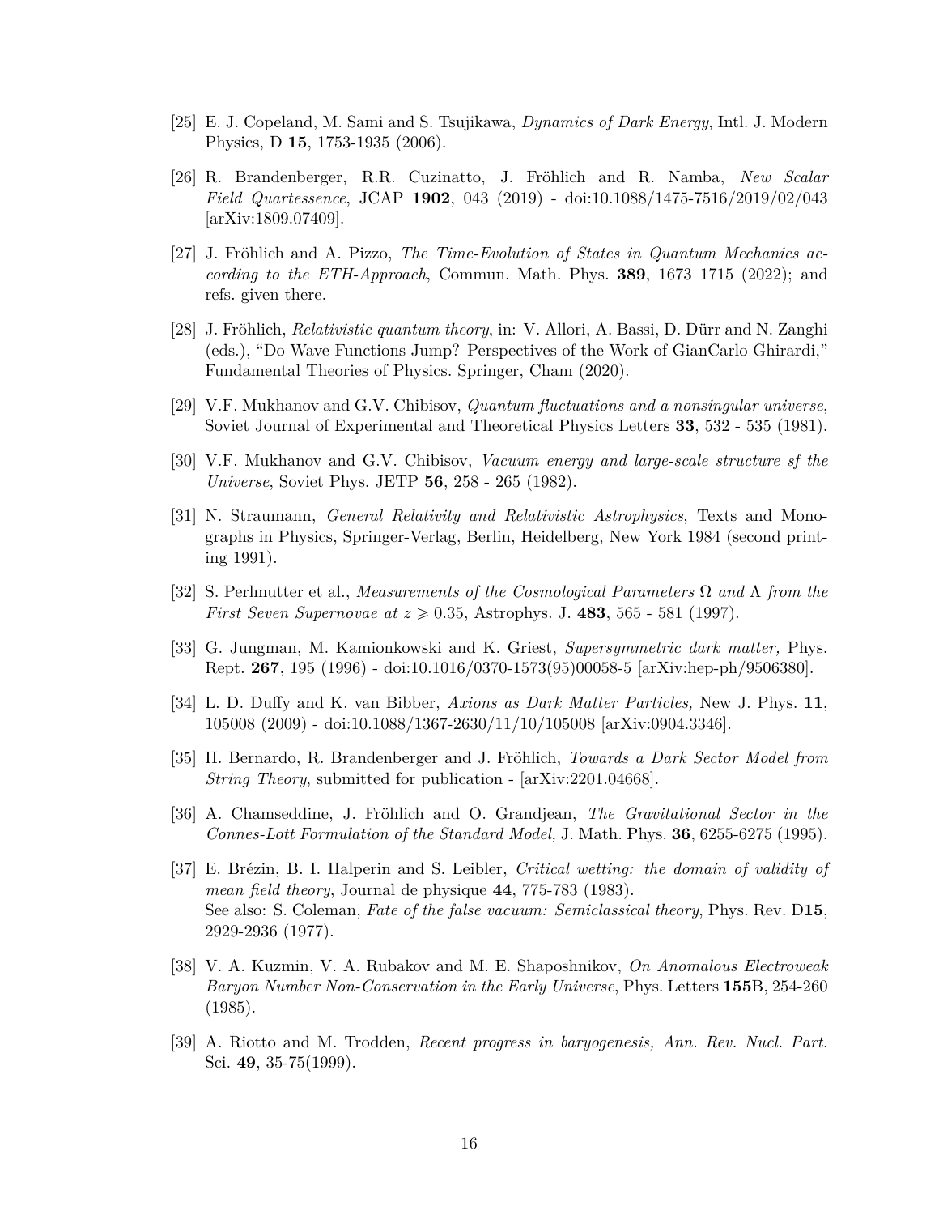[25] E. J. Copeland, M. Sami and S. Tsujikawa, *Dynamics of Dark Energy*, Intl. J. Modern Physics, D **15**, 1753-1935 (2006).

[26] R. Brandenberger, R.R. Cuzinatto, J. Fröhlich and R. Namba, *New Scalar Field Quartessence*, JCAP **1902**, 043 (2019) - doi:10.1088/1475-7516/2019/02/043 [arXiv:1809.07409].

[27] J. Fröhlich and A. Pizzo, *The Time-Evolution of States in Quantum Mechanics according to the ETH-Approach*, Commun. Math. Phys. **389**, 1673–1715 (2022); and refs. given there.

[28] J. Fröhlich, *Relativistic quantum theory*, in: V. Allori, A. Bassi, D. Dürr and N. Zanghi (eds.), "Do Wave Functions Jump? Perspectives of the Work of GianCarlo Ghirardi," Fundamental Theories of Physics. Springer, Cham (2020).

[29] V.F. Mukhanov and G.V. Chibisov, *Quantum fluctuations and a nonsingular universe*, Soviet Journal of Experimental and Theoretical Physics Letters **33**, 532 - 535 (1981).

[30] V.F. Mukhanov and G.V. Chibisov, *Vacuum energy and large-scale structure sf the Universe*, Soviet Phys. JETP **56**, 258 - 265 (1982).

[31] N. Straumann, *General Relativity and Relativistic Astrophysics*, Texts and Monographs in Physics, Springer-Verlag, Berlin, Heidelberg, New York 1984 (second printing 1991).

[32] S. Perlmutter et al., *Measurements of the Cosmological Parameters* $\Omega$ *and* $\Lambda$ *from the First Seven Supernovae at* $z \geqslant 0.35$, Astrophys. J. **483**, 565 - 581 (1997).

[33] G. Jungman, M. Kamionkowski and K. Griest, *Supersymmetric dark matter,* Phys. Rept. **267**, 195 (1996) - doi:10.1016/0370-1573(95)00058-5 [arXiv:hep-ph/9506380].

[34] L. D. Duffy and K. van Bibber, *Axions as Dark Matter Particles,* New J. Phys. **11**, 105008 (2009) - doi:10.1088/1367-2630/11/10/105008 [arXiv:0904.3346].

[35] H. Bernardo, R. Brandenberger and J. Fröhlich, *Towards a Dark Sector Model from String Theory*, submitted for publication - [arXiv:2201.04668].

[36] A. Chamseddine, J. Fröhlich and O. Grandjean, *The Gravitational Sector in the Connes-Lott Formulation of the Standard Model,* J. Math. Phys. **36**, 6255-6275 (1995).

[37] E. Brézin, B. I. Halperin and S. Leibler, *Critical wetting: the domain of validity of mean field theory*, Journal de physique **44**, 775-783 (1983).
See also: S. Coleman, *Fate of the false vacuum: Semiclassical theory*, Phys. Rev. D**15**, 2929-2936 (1977).

[38] V. A. Kuzmin, V. A. Rubakov and M. E. Shaposhnikov, *On Anomalous Electroweak Baryon Number Non-Conservation in the Early Universe*, Phys. Letters **155**B, 254-260 (1985).

[39] A. Riotto and M. Trodden, *Recent progress in baryogenesis, Ann. Rev. Nucl. Part.* Sci. **49**, 35-75(1999).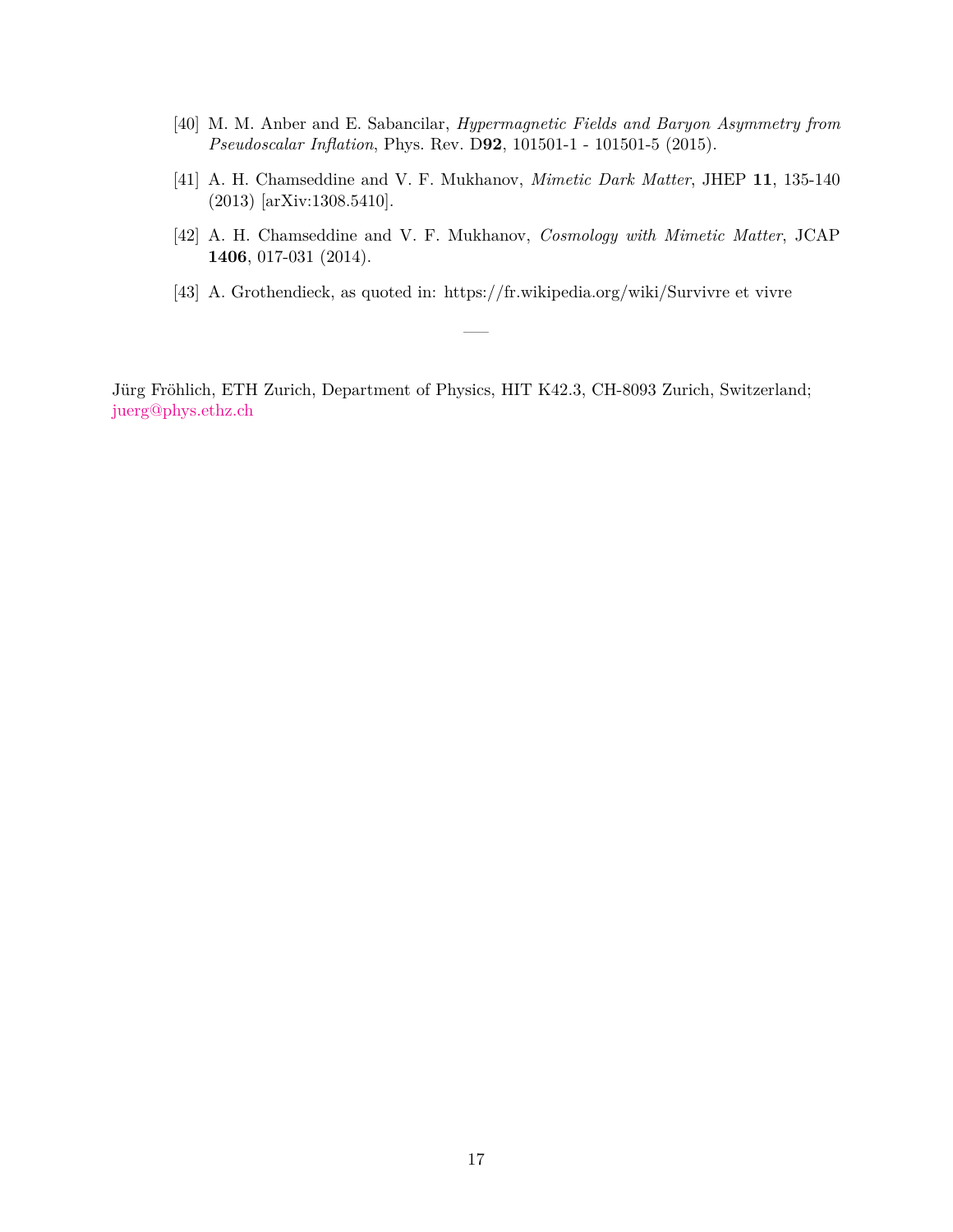[40] M. M. Anber and E. Sabancilar, *Hypermagnetic Fields and Baryon Asymmetry from Pseudoscalar Inflation*, Phys. Rev. D**92**, 101501-1 - 101501-5 (2015).

[41] A. H. Chamseddine and V. F. Mukhanov, *Mimetic Dark Matter*, JHEP **11**, 135-140 (2013) [arXiv:1308.5410].

[42] A. H. Chamseddine and V. F. Mukhanov, *Cosmology with Mimetic Matter*, JCAP **1406**, 017-031 (2014).

[43] A. Grothendieck, as quoted in: https://fr.wikipedia.org/wiki/Survivre et vivre

—

Jürg Fröhlich, ETH Zurich, Department of Physics, HIT K42.3, CH-8093 Zurich, Switzerland; juerg@phys.ethz.ch